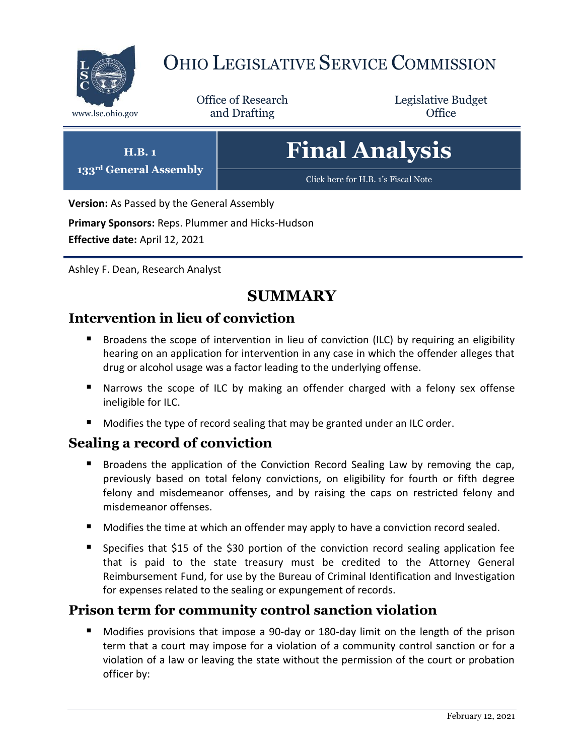# OHIO LEGISLATIVE SERVICE COMMISSION

www.lsc.ohio.gov

Office of Research and Drafting

Legislative Budget Office

**H.B. 1**
**133rd General Assembly**

# Final Analysis

Click here for H.B. 1's Fiscal Note

**Version:** As Passed by the General Assembly

**Primary Sponsors:** Reps. Plummer and Hicks-Hudson

**Effective date:** April 12, 2021

Ashley F. Dean, Research Analyst

## SUMMARY

### Intervention in lieu of conviction

- Broadens the scope of intervention in lieu of conviction (ILC) by requiring an eligibility hearing on an application for intervention in any case in which the offender alleges that drug or alcohol usage was a factor leading to the underlying offense.
- Narrows the scope of ILC by making an offender charged with a felony sex offense ineligible for ILC.
- Modifies the type of record sealing that may be granted under an ILC order.

### Sealing a record of conviction

- Broadens the application of the Conviction Record Sealing Law by removing the cap, previously based on total felony convictions, on eligibility for fourth or fifth degree felony and misdemeanor offenses, and by raising the caps on restricted felony and misdemeanor offenses.
- Modifies the time at which an offender may apply to have a conviction record sealed.
- Specifies that $15 of the $30 portion of the conviction record sealing application fee that is paid to the state treasury must be credited to the Attorney General Reimbursement Fund, for use by the Bureau of Criminal Identification and Investigation for expenses related to the sealing or expungement of records.

### Prison term for community control sanction violation

- Modifies provisions that impose a 90-day or 180-day limit on the length of the prison term that a court may impose for a violation of a community control sanction or for a violation of a law or leaving the state without the permission of the court or probation officer by:

February 12, 2021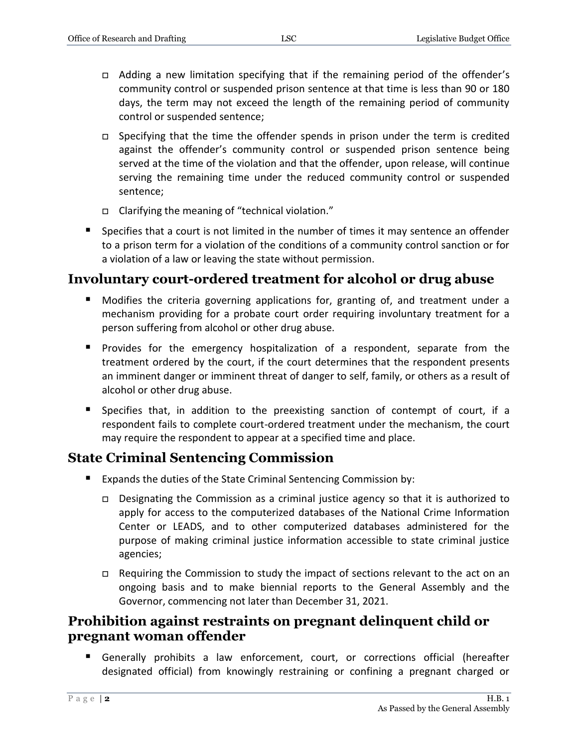- Adding a new limitation specifying that if the remaining period of the offender's community control or suspended prison sentence at that time is less than 90 or 180 days, the term may not exceed the length of the remaining period of community control or suspended sentence;
- Specifying that the time the offender spends in prison under the term is credited against the offender's community control or suspended prison sentence being served at the time of the violation and that the offender, upon release, will continue serving the remaining time under the reduced community control or suspended sentence;
- Clarifying the meaning of "technical violation."

- Specifies that a court is not limited in the number of times it may sentence an offender to a prison term for a violation of the conditions of a community control sanction or for a violation of a law or leaving the state without permission.

## Involuntary court-ordered treatment for alcohol or drug abuse

- Modifies the criteria governing applications for, granting of, and treatment under a mechanism providing for a probate court order requiring involuntary treatment for a person suffering from alcohol or other drug abuse.
- Provides for the emergency hospitalization of a respondent, separate from the treatment ordered by the court, if the court determines that the respondent presents an imminent danger or imminent threat of danger to self, family, or others as a result of alcohol or other drug abuse.
- Specifies that, in addition to the preexisting sanction of contempt of court, if a respondent fails to complete court-ordered treatment under the mechanism, the court may require the respondent to appear at a specified time and place.

## State Criminal Sentencing Commission

- Expands the duties of the State Criminal Sentencing Commission by:
  - Designating the Commission as a criminal justice agency so that it is authorized to apply for access to the computerized databases of the National Crime Information Center or LEADS, and to other computerized databases administered for the purpose of making criminal justice information accessible to state criminal justice agencies;
  - Requiring the Commission to study the impact of sections relevant to the act on an ongoing basis and to make biennial reports to the General Assembly and the Governor, commencing not later than December 31, 2021.

## Prohibition against restraints on pregnant delinquent child or pregnant woman offender

- Generally prohibits a law enforcement, court, or corrections official (hereafter designated official) from knowingly restraining or confining a pregnant charged or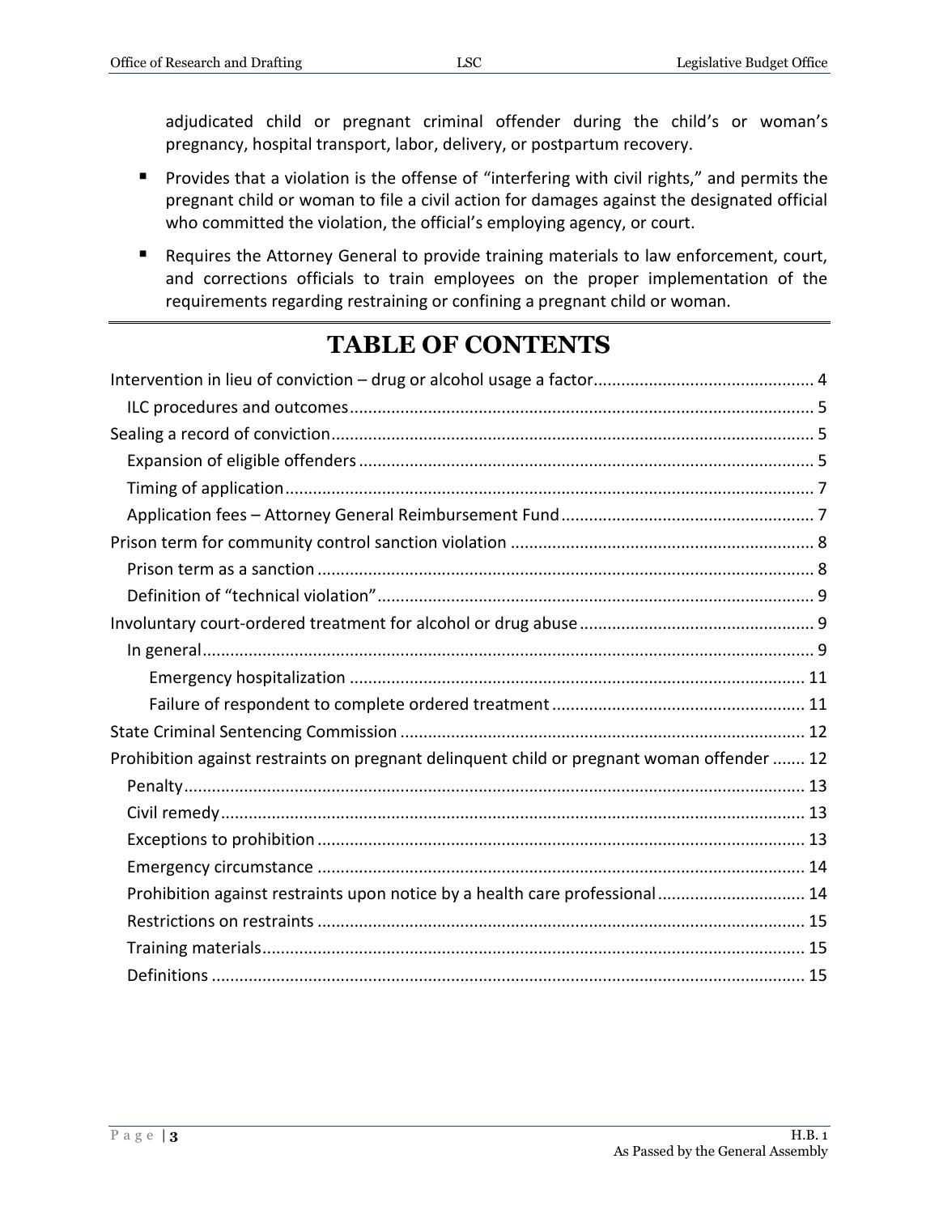adjudicated child or pregnant criminal offender during the child's or woman's pregnancy, hospital transport, labor, delivery, or postpartum recovery.

- Provides that a violation is the offense of "interfering with civil rights," and permits the pregnant child or woman to file a civil action for damages against the designated official who committed the violation, the official's employing agency, or court.
- Requires the Attorney General to provide training materials to law enforcement, court, and corrections officials to train employees on the proper implementation of the requirements regarding restraining or confining a pregnant child or woman.

# TABLE OF CONTENTS

Intervention in lieu of conviction – drug or alcohol usage a factor ............................................... 4
  ILC procedures and outcomes ............................................................................................... 5
Sealing a record of conviction .................................................................................................... 5
  Expansion of eligible offenders ............................................................................................. 5
  Timing of application ............................................................................................................. 7
  Application fees – Attorney General Reimbursement Fund ................................................... 7
Prison term for community control sanction violation ............................................................... 8
  Prison term as a sanction ....................................................................................................... 8
  Definition of "technical violation" .......................................................................................... 9
Involuntary court-ordered treatment for alcohol or drug abuse ................................................. 9
  In general ............................................................................................................................... 9
    Emergency hospitalization ................................................................................................ 11
    Failure of respondent to complete ordered treatment ..................................................... 11
State Criminal Sentencing Commission .................................................................................... 12
Prohibition against restraints on pregnant delinquent child or pregnant woman offender ....... 12
  Penalty ................................................................................................................................. 13
  Civil remedy ......................................................................................................................... 13
  Exceptions to prohibition ..................................................................................................... 13
  Emergency circumstance ..................................................................................................... 14
  Prohibition against restraints upon notice by a health care professional ............................ 14
  Restrictions on restraints ..................................................................................................... 15
  Training materials ................................................................................................................ 15
  Definitions ........................................................................................................................... 15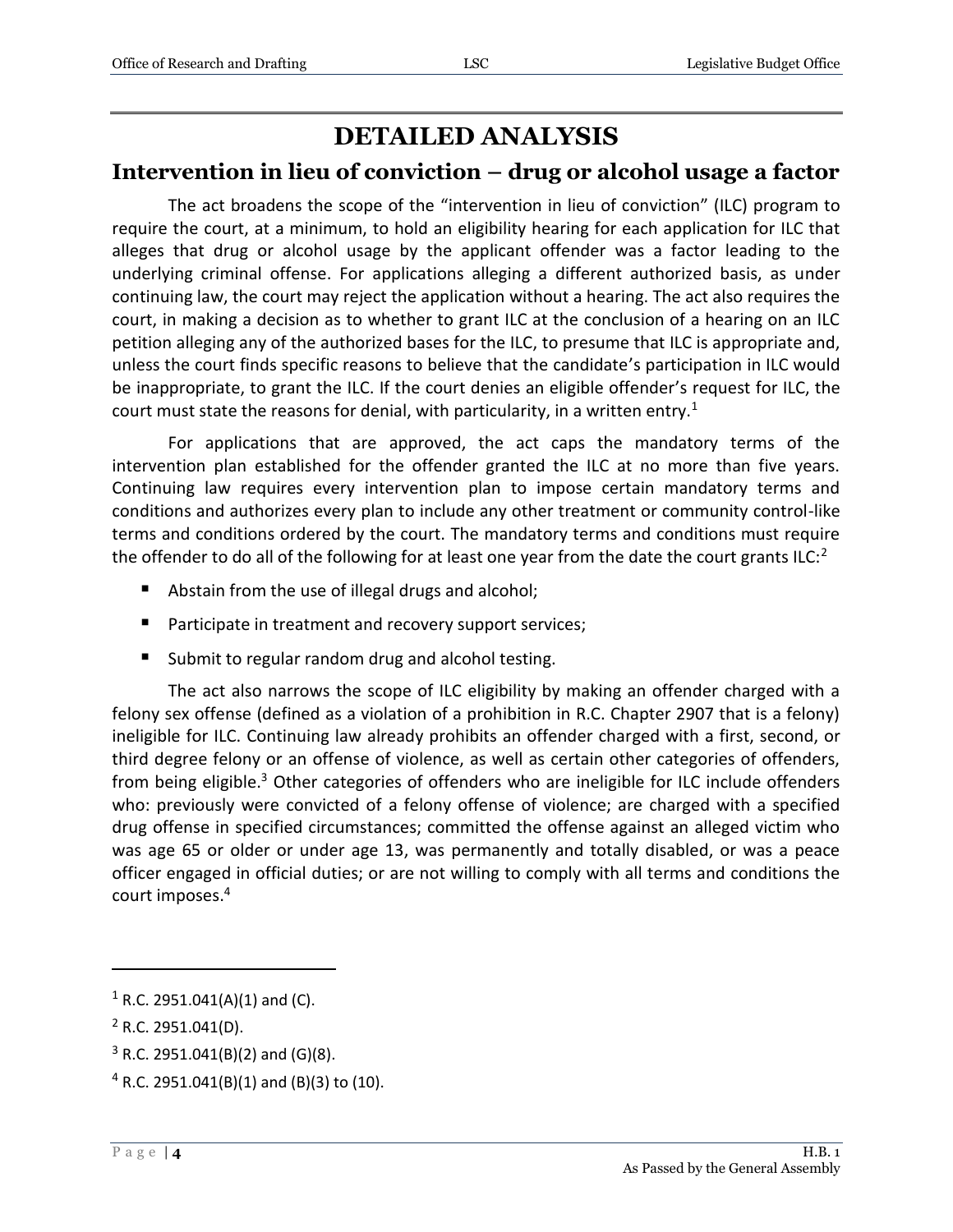# DETAILED ANALYSIS

## Intervention in lieu of conviction – drug or alcohol usage a factor

The act broadens the scope of the "intervention in lieu of conviction" (ILC) program to require the court, at a minimum, to hold an eligibility hearing for each application for ILC that alleges that drug or alcohol usage by the applicant offender was a factor leading to the underlying criminal offense. For applications alleging a different authorized basis, as under continuing law, the court may reject the application without a hearing. The act also requires the court, in making a decision as to whether to grant ILC at the conclusion of a hearing on an ILC petition alleging any of the authorized bases for the ILC, to presume that ILC is appropriate and, unless the court finds specific reasons to believe that the candidate's participation in ILC would be inappropriate, to grant the ILC. If the court denies an eligible offender's request for ILC, the court must state the reasons for denial, with particularity, in a written entry.[1]

For applications that are approved, the act caps the mandatory terms of the intervention plan established for the offender granted the ILC at no more than five years. Continuing law requires every intervention plan to impose certain mandatory terms and conditions and authorizes every plan to include any other treatment or community control-like terms and conditions ordered by the court. The mandatory terms and conditions must require the offender to do all of the following for at least one year from the date the court grants ILC:[2]

- Abstain from the use of illegal drugs and alcohol;
- Participate in treatment and recovery support services;
- Submit to regular random drug and alcohol testing.

The act also narrows the scope of ILC eligibility by making an offender charged with a felony sex offense (defined as a violation of a prohibition in R.C. Chapter 2907 that is a felony) ineligible for ILC. Continuing law already prohibits an offender charged with a first, second, or third degree felony or an offense of violence, as well as certain other categories of offenders, from being eligible.[3] Other categories of offenders who are ineligible for ILC include offenders who: previously were convicted of a felony offense of violence; are charged with a specified drug offense in specified circumstances; committed the offense against an alleged victim who was age 65 or older or under age 13, was permanently and totally disabled, or was a peace officer engaged in official duties; or are not willing to comply with all terms and conditions the court imposes.[4]

---

[1] R.C. 2951.041(A)(1) and (C).

[2] R.C. 2951.041(D).

[3] R.C. 2951.041(B)(2) and (G)(8).

[4] R.C. 2951.041(B)(1) and (B)(3) to (10).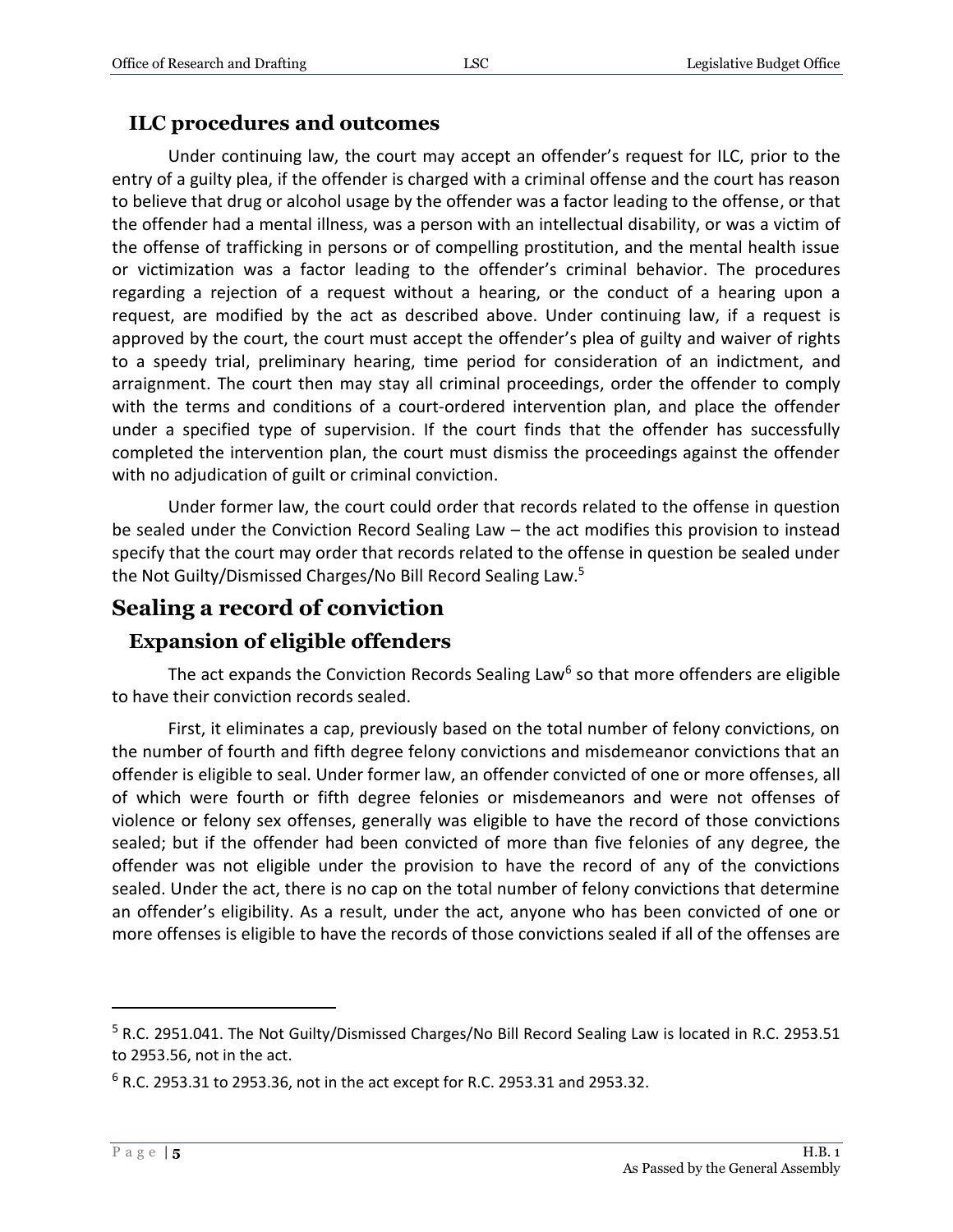### ILC procedures and outcomes

Under continuing law, the court may accept an offender's request for ILC, prior to the entry of a guilty plea, if the offender is charged with a criminal offense and the court has reason to believe that drug or alcohol usage by the offender was a factor leading to the offense, or that the offender had a mental illness, was a person with an intellectual disability, or was a victim of the offense of trafficking in persons or of compelling prostitution, and the mental health issue or victimization was a factor leading to the offender's criminal behavior. The procedures regarding a rejection of a request without a hearing, or the conduct of a hearing upon a request, are modified by the act as described above. Under continuing law, if a request is approved by the court, the court must accept the offender's plea of guilty and waiver of rights to a speedy trial, preliminary hearing, time period for consideration of an indictment, and arraignment. The court then may stay all criminal proceedings, order the offender to comply with the terms and conditions of a court-ordered intervention plan, and place the offender under a specified type of supervision. If the court finds that the offender has successfully completed the intervention plan, the court must dismiss the proceedings against the offender with no adjudication of guilt or criminal conviction.

Under former law, the court could order that records related to the offense in question be sealed under the Conviction Record Sealing Law – the act modifies this provision to instead specify that the court may order that records related to the offense in question be sealed under the Not Guilty/Dismissed Charges/No Bill Record Sealing Law.[5]

## Sealing a record of conviction

### Expansion of eligible offenders

The act expands the Conviction Records Sealing Law[6] so that more offenders are eligible to have their conviction records sealed.

First, it eliminates a cap, previously based on the total number of felony convictions, on the number of fourth and fifth degree felony convictions and misdemeanor convictions that an offender is eligible to seal. Under former law, an offender convicted of one or more offenses, all of which were fourth or fifth degree felonies or misdemeanors and were not offenses of violence or felony sex offenses, generally was eligible to have the record of those convictions sealed; but if the offender had been convicted of more than five felonies of any degree, the offender was not eligible under the provision to have the record of any of the convictions sealed. Under the act, there is no cap on the total number of felony convictions that determine an offender's eligibility. As a result, under the act, anyone who has been convicted of one or more offenses is eligible to have the records of those convictions sealed if all of the offenses are

---

[5] R.C. 2951.041. The Not Guilty/Dismissed Charges/No Bill Record Sealing Law is located in R.C. 2953.51 to 2953.56, not in the act.

[6] R.C. 2953.31 to 2953.36, not in the act except for R.C. 2953.31 and 2953.32.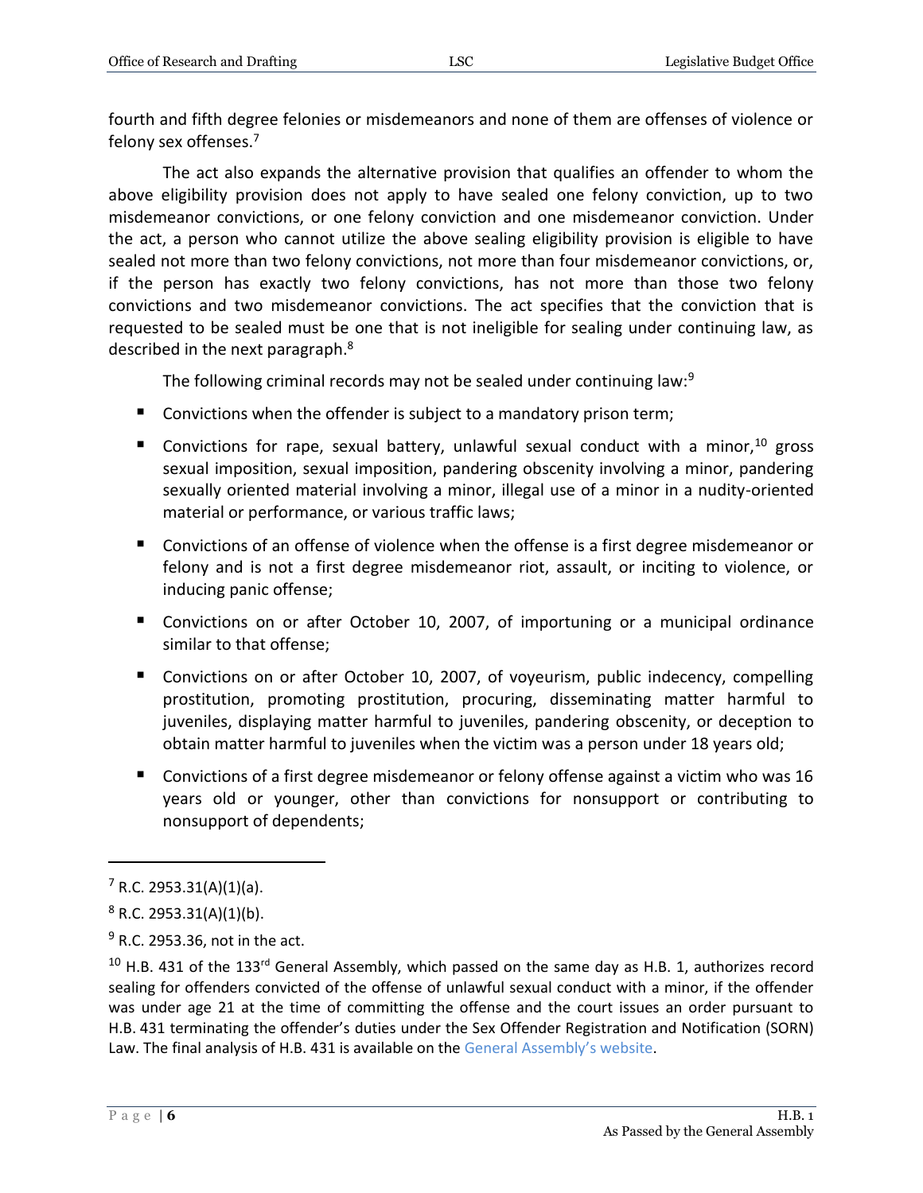fourth and fifth degree felonies or misdemeanors and none of them are offenses of violence or felony sex offenses.[7]

The act also expands the alternative provision that qualifies an offender to whom the above eligibility provision does not apply to have sealed one felony conviction, up to two misdemeanor convictions, or one felony conviction and one misdemeanor conviction. Under the act, a person who cannot utilize the above sealing eligibility provision is eligible to have sealed not more than two felony convictions, not more than four misdemeanor convictions, or, if the person has exactly two felony convictions, has not more than those two felony convictions and two misdemeanor convictions. The act specifies that the conviction that is requested to be sealed must be one that is not ineligible for sealing under continuing law, as described in the next paragraph.[8]

The following criminal records may not be sealed under continuing law:[9]

- Convictions when the offender is subject to a mandatory prison term;
- Convictions for rape, sexual battery, unlawful sexual conduct with a minor,[10] gross sexual imposition, sexual imposition, pandering obscenity involving a minor, pandering sexually oriented material involving a minor, illegal use of a minor in a nudity-oriented material or performance, or various traffic laws;
- Convictions of an offense of violence when the offense is a first degree misdemeanor or felony and is not a first degree misdemeanor riot, assault, or inciting to violence, or inducing panic offense;
- Convictions on or after October 10, 2007, of importuning or a municipal ordinance similar to that offense;
- Convictions on or after October 10, 2007, of voyeurism, public indecency, compelling prostitution, promoting prostitution, procuring, disseminating matter harmful to juveniles, displaying matter harmful to juveniles, pandering obscenity, or deception to obtain matter harmful to juveniles when the victim was a person under 18 years old;
- Convictions of a first degree misdemeanor or felony offense against a victim who was 16 years old or younger, other than convictions for nonsupport or contributing to nonsupport of dependents;

---

[7] R.C. 2953.31(A)(1)(a).

[8] R.C. 2953.31(A)(1)(b).

[9] R.C. 2953.36, not in the act.

[10] H.B. 431 of the 133rd General Assembly, which passed on the same day as H.B. 1, authorizes record sealing for offenders convicted of the offense of unlawful sexual conduct with a minor, if the offender was under age 21 at the time of committing the offense and the court issues an order pursuant to H.B. 431 terminating the offender's duties under the Sex Offender Registration and Notification (SORN) Law. The final analysis of H.B. 431 is available on the General Assembly's website.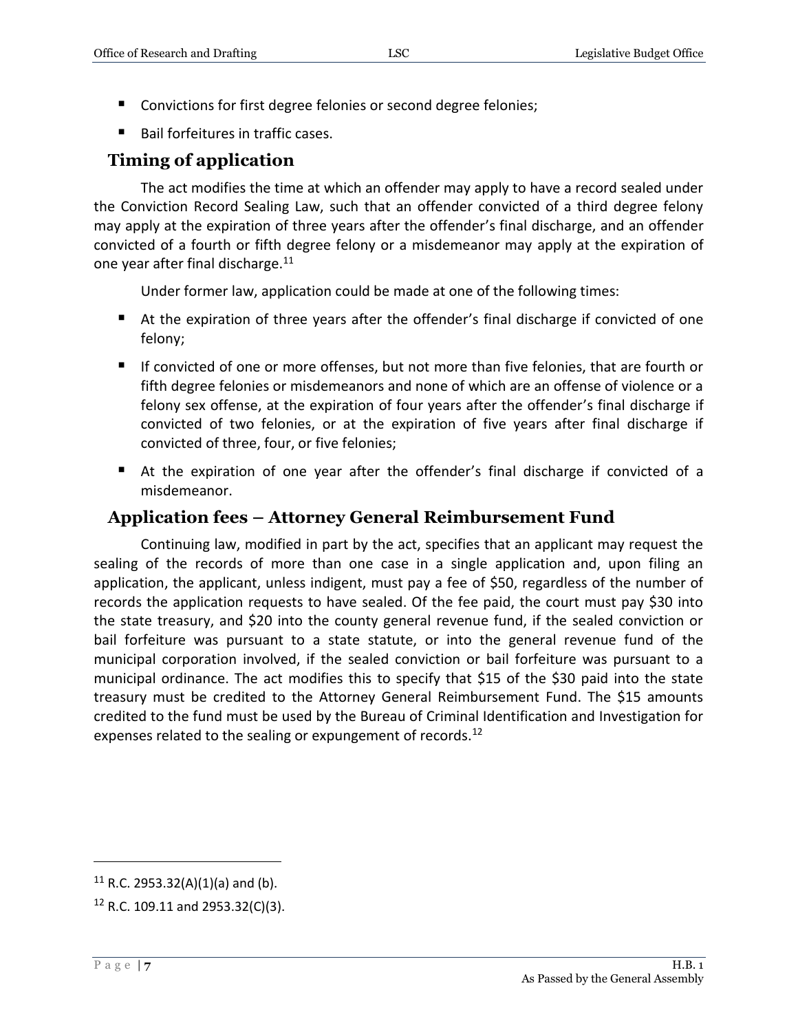- Convictions for first degree felonies or second degree felonies;
- Bail forfeitures in traffic cases.

## Timing of application

The act modifies the time at which an offender may apply to have a record sealed under the Conviction Record Sealing Law, such that an offender convicted of a third degree felony may apply at the expiration of three years after the offender's final discharge, and an offender convicted of a fourth or fifth degree felony or a misdemeanor may apply at the expiration of one year after final discharge.[11]

Under former law, application could be made at one of the following times:

- At the expiration of three years after the offender's final discharge if convicted of one felony;
- If convicted of one or more offenses, but not more than five felonies, that are fourth or fifth degree felonies or misdemeanors and none of which are an offense of violence or a felony sex offense, at the expiration of four years after the offender's final discharge if convicted of two felonies, or at the expiration of five years after final discharge if convicted of three, four, or five felonies;
- At the expiration of one year after the offender's final discharge if convicted of a misdemeanor.

## Application fees – Attorney General Reimbursement Fund

Continuing law, modified in part by the act, specifies that an applicant may request the sealing of the records of more than one case in a single application and, upon filing an application, the applicant, unless indigent, must pay a fee of $50, regardless of the number of records the application requests to have sealed. Of the fee paid, the court must pay $30 into the state treasury, and $20 into the county general revenue fund, if the sealed conviction or bail forfeiture was pursuant to a state statute, or into the general revenue fund of the municipal corporation involved, if the sealed conviction or bail forfeiture was pursuant to a municipal ordinance. The act modifies this to specify that $15 of the $30 paid into the state treasury must be credited to the Attorney General Reimbursement Fund. The $15 amounts credited to the fund must be used by the Bureau of Criminal Identification and Investigation for expenses related to the sealing or expungement of records.[12]

---

[11] R.C. 2953.32(A)(1)(a) and (b).

[12] R.C. 109.11 and 2953.32(C)(3).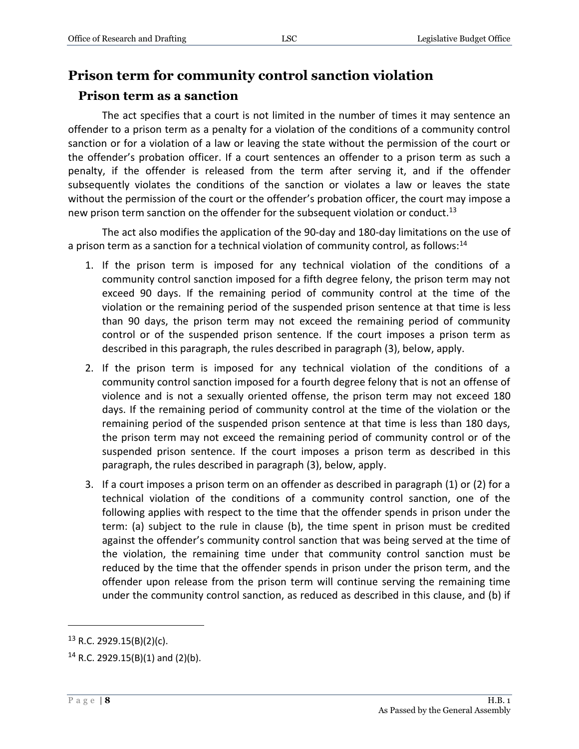## Prison term for community control sanction violation

### Prison term as a sanction

The act specifies that a court is not limited in the number of times it may sentence an offender to a prison term as a penalty for a violation of the conditions of a community control sanction or for a violation of a law or leaving the state without the permission of the court or the offender's probation officer. If a court sentences an offender to a prison term as such a penalty, if the offender is released from the term after serving it, and if the offender subsequently violates the conditions of the sanction or violates a law or leaves the state without the permission of the court or the offender's probation officer, the court may impose a new prison term sanction on the offender for the subsequent violation or conduct.[13]

The act also modifies the application of the 90-day and 180-day limitations on the use of a prison term as a sanction for a technical violation of community control, as follows:[14]

1. If the prison term is imposed for any technical violation of the conditions of a community control sanction imposed for a fifth degree felony, the prison term may not exceed 90 days. If the remaining period of community control at the time of the violation or the remaining period of the suspended prison sentence at that time is less than 90 days, the prison term may not exceed the remaining period of community control or of the suspended prison sentence. If the court imposes a prison term as described in this paragraph, the rules described in paragraph (3), below, apply.
2. If the prison term is imposed for any technical violation of the conditions of a community control sanction imposed for a fourth degree felony that is not an offense of violence and is not a sexually oriented offense, the prison term may not exceed 180 days. If the remaining period of community control at the time of the violation or the remaining period of the suspended prison sentence at that time is less than 180 days, the prison term may not exceed the remaining period of community control or of the suspended prison sentence. If the court imposes a prison term as described in this paragraph, the rules described in paragraph (3), below, apply.
3. If a court imposes a prison term on an offender as described in paragraph (1) or (2) for a technical violation of the conditions of a community control sanction, one of the following applies with respect to the time that the offender spends in prison under the term: (a) subject to the rule in clause (b), the time spent in prison must be credited against the offender's community control sanction that was being served at the time of the violation, the remaining time under that community control sanction must be reduced by the time that the offender spends in prison under the prison term, and the offender upon release from the prison term will continue serving the remaining time under the community control sanction, as reduced as described in this clause, and (b) if

---

[13] R.C. 2929.15(B)(2)(c).

[14] R.C. 2929.15(B)(1) and (2)(b).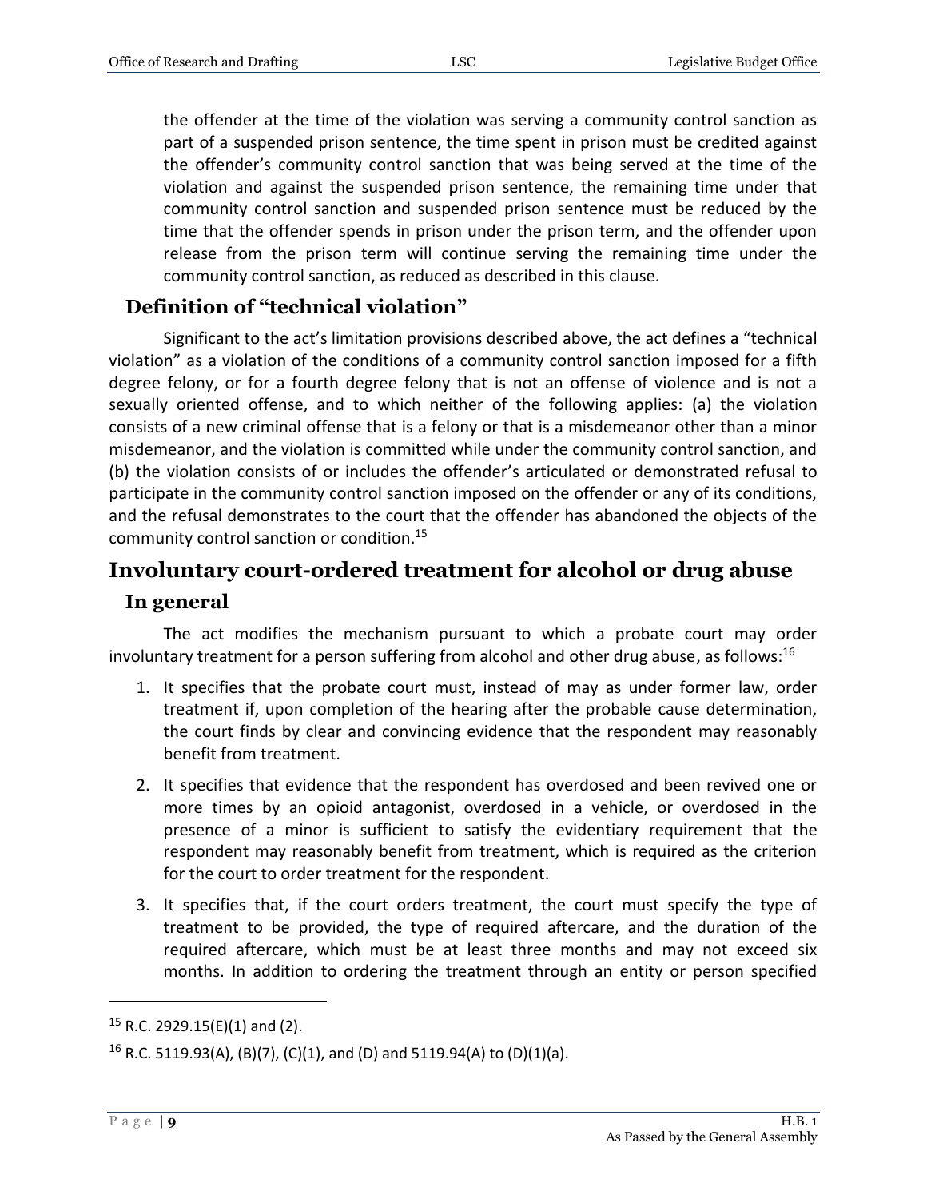the offender at the time of the violation was serving a community control sanction as part of a suspended prison sentence, the time spent in prison must be credited against the offender's community control sanction that was being served at the time of the violation and against the suspended prison sentence, the remaining time under that community control sanction and suspended prison sentence must be reduced by the time that the offender spends in prison under the prison term, and the offender upon release from the prison term will continue serving the remaining time under the community control sanction, as reduced as described in this clause.

### Definition of "technical violation"

Significant to the act's limitation provisions described above, the act defines a "technical violation" as a violation of the conditions of a community control sanction imposed for a fifth degree felony, or for a fourth degree felony that is not an offense of violence and is not a sexually oriented offense, and to which neither of the following applies: (a) the violation consists of a new criminal offense that is a felony or that is a misdemeanor other than a minor misdemeanor, and the violation is committed while under the community control sanction, and (b) the violation consists of or includes the offender's articulated or demonstrated refusal to participate in the community control sanction imposed on the offender or any of its conditions, and the refusal demonstrates to the court that the offender has abandoned the objects of the community control sanction or condition.[15]

## Involuntary court-ordered treatment for alcohol or drug abuse

### In general

The act modifies the mechanism pursuant to which a probate court may order involuntary treatment for a person suffering from alcohol and other drug abuse, as follows:[16]

1. It specifies that the probate court must, instead of may as under former law, order treatment if, upon completion of the hearing after the probable cause determination, the court finds by clear and convincing evidence that the respondent may reasonably benefit from treatment.
2. It specifies that evidence that the respondent has overdosed and been revived one or more times by an opioid antagonist, overdosed in a vehicle, or overdosed in the presence of a minor is sufficient to satisfy the evidentiary requirement that the respondent may reasonably benefit from treatment, which is required as the criterion for the court to order treatment for the respondent.
3. It specifies that, if the court orders treatment, the court must specify the type of treatment to be provided, the type of required aftercare, and the duration of the required aftercare, which must be at least three months and may not exceed six months. In addition to ordering the treatment through an entity or person specified

---

[15] R.C. 2929.15(E)(1) and (2).

[16] R.C. 5119.93(A), (B)(7), (C)(1), and (D) and 5119.94(A) to (D)(1)(a).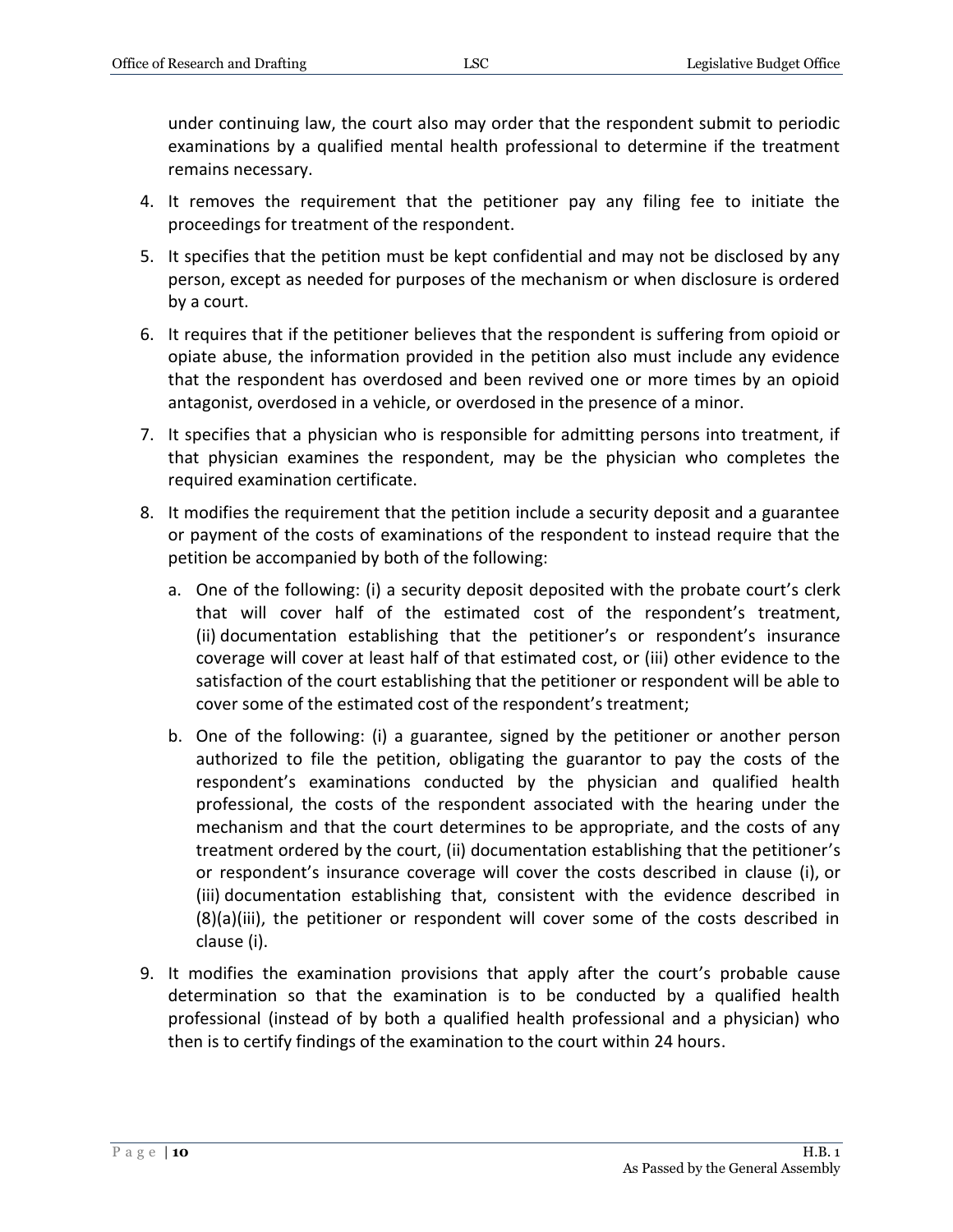under continuing law, the court also may order that the respondent submit to periodic examinations by a qualified mental health professional to determine if the treatment remains necessary.

4. It removes the requirement that the petitioner pay any filing fee to initiate the proceedings for treatment of the respondent.
5. It specifies that the petition must be kept confidential and may not be disclosed by any person, except as needed for purposes of the mechanism or when disclosure is ordered by a court.
6. It requires that if the petitioner believes that the respondent is suffering from opioid or opiate abuse, the information provided in the petition also must include any evidence that the respondent has overdosed and been revived one or more times by an opioid antagonist, overdosed in a vehicle, or overdosed in the presence of a minor.
7. It specifies that a physician who is responsible for admitting persons into treatment, if that physician examines the respondent, may be the physician who completes the required examination certificate.
8. It modifies the requirement that the petition include a security deposit and a guarantee or payment of the costs of examinations of the respondent to instead require that the petition be accompanied by both of the following:
   a. One of the following: (i) a security deposit deposited with the probate court's clerk that will cover half of the estimated cost of the respondent's treatment, (ii) documentation establishing that the petitioner's or respondent's insurance coverage will cover at least half of that estimated cost, or (iii) other evidence to the satisfaction of the court establishing that the petitioner or respondent will be able to cover some of the estimated cost of the respondent's treatment;
   b. One of the following: (i) a guarantee, signed by the petitioner or another person authorized to file the petition, obligating the guarantor to pay the costs of the respondent's examinations conducted by the physician and qualified health professional, the costs of the respondent associated with the hearing under the mechanism and that the court determines to be appropriate, and the costs of any treatment ordered by the court, (ii) documentation establishing that the petitioner's or respondent's insurance coverage will cover the costs described in clause (i), or (iii) documentation establishing that, consistent with the evidence described in (8)(a)(iii), the petitioner or respondent will cover some of the costs described in clause (i).
9. It modifies the examination provisions that apply after the court's probable cause determination so that the examination is to be conducted by a qualified health professional (instead of by both a qualified health professional and a physician) who then is to certify findings of the examination to the court within 24 hours.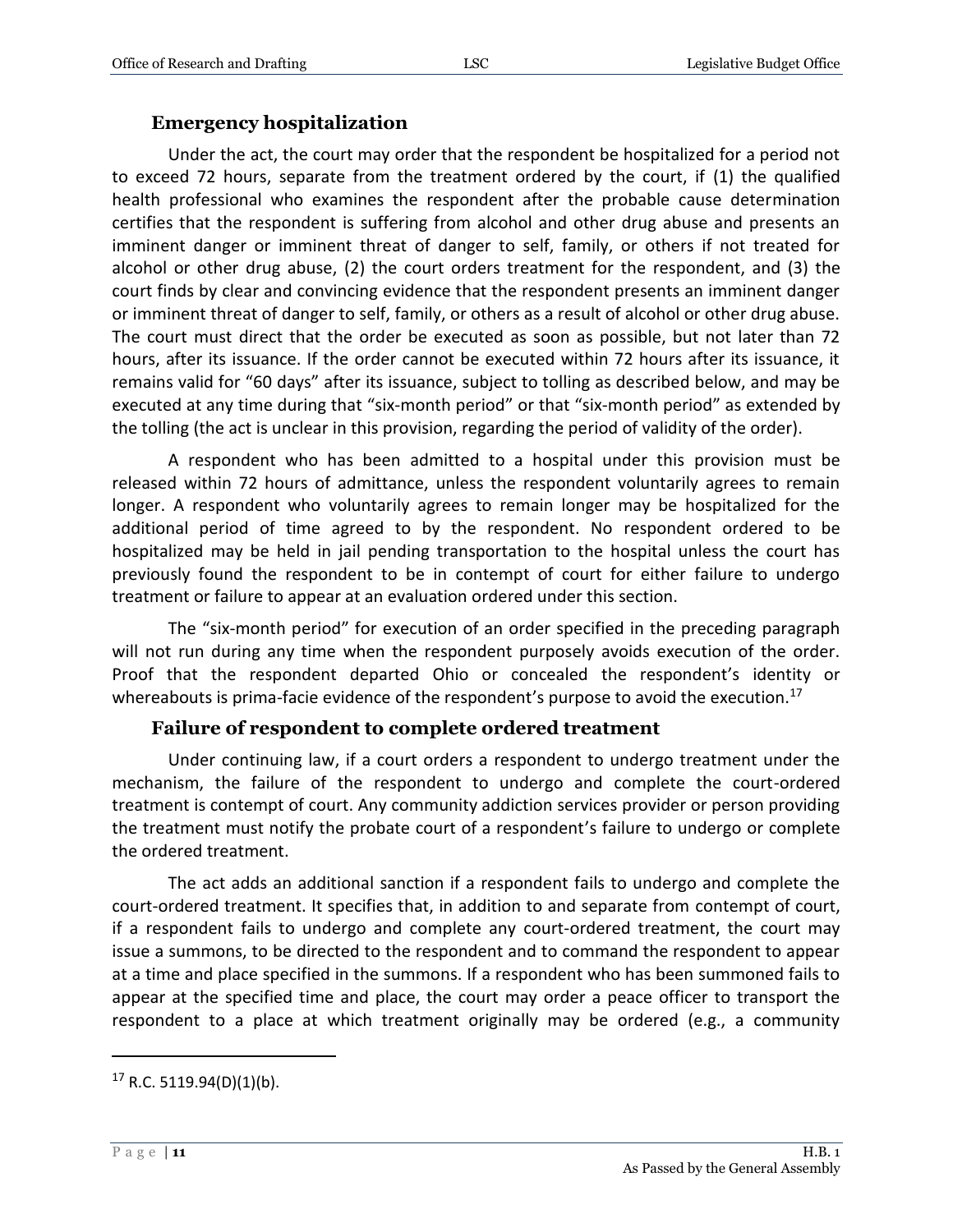### Emergency hospitalization

Under the act, the court may order that the respondent be hospitalized for a period not to exceed 72 hours, separate from the treatment ordered by the court, if (1) the qualified health professional who examines the respondent after the probable cause determination certifies that the respondent is suffering from alcohol and other drug abuse and presents an imminent danger or imminent threat of danger to self, family, or others if not treated for alcohol or other drug abuse, (2) the court orders treatment for the respondent, and (3) the court finds by clear and convincing evidence that the respondent presents an imminent danger or imminent threat of danger to self, family, or others as a result of alcohol or other drug abuse. The court must direct that the order be executed as soon as possible, but not later than 72 hours, after its issuance. If the order cannot be executed within 72 hours after its issuance, it remains valid for "60 days" after its issuance, subject to tolling as described below, and may be executed at any time during that "six-month period" or that "six-month period" as extended by the tolling (the act is unclear in this provision, regarding the period of validity of the order).

A respondent who has been admitted to a hospital under this provision must be released within 72 hours of admittance, unless the respondent voluntarily agrees to remain longer. A respondent who voluntarily agrees to remain longer may be hospitalized for the additional period of time agreed to by the respondent. No respondent ordered to be hospitalized may be held in jail pending transportation to the hospital unless the court has previously found the respondent to be in contempt of court for either failure to undergo treatment or failure to appear at an evaluation ordered under this section.

The "six-month period" for execution of an order specified in the preceding paragraph will not run during any time when the respondent purposely avoids execution of the order. Proof that the respondent departed Ohio or concealed the respondent's identity or whereabouts is prima-facie evidence of the respondent's purpose to avoid the execution.[17]

### Failure of respondent to complete ordered treatment

Under continuing law, if a court orders a respondent to undergo treatment under the mechanism, the failure of the respondent to undergo and complete the court-ordered treatment is contempt of court. Any community addiction services provider or person providing the treatment must notify the probate court of a respondent's failure to undergo or complete the ordered treatment.

The act adds an additional sanction if a respondent fails to undergo and complete the court-ordered treatment. It specifies that, in addition to and separate from contempt of court, if a respondent fails to undergo and complete any court-ordered treatment, the court may issue a summons, to be directed to the respondent and to command the respondent to appear at a time and place specified in the summons. If a respondent who has been summoned fails to appear at the specified time and place, the court may order a peace officer to transport the respondent to a place at which treatment originally may be ordered (e.g., a community

---

[17] R.C. 5119.94(D)(1)(b).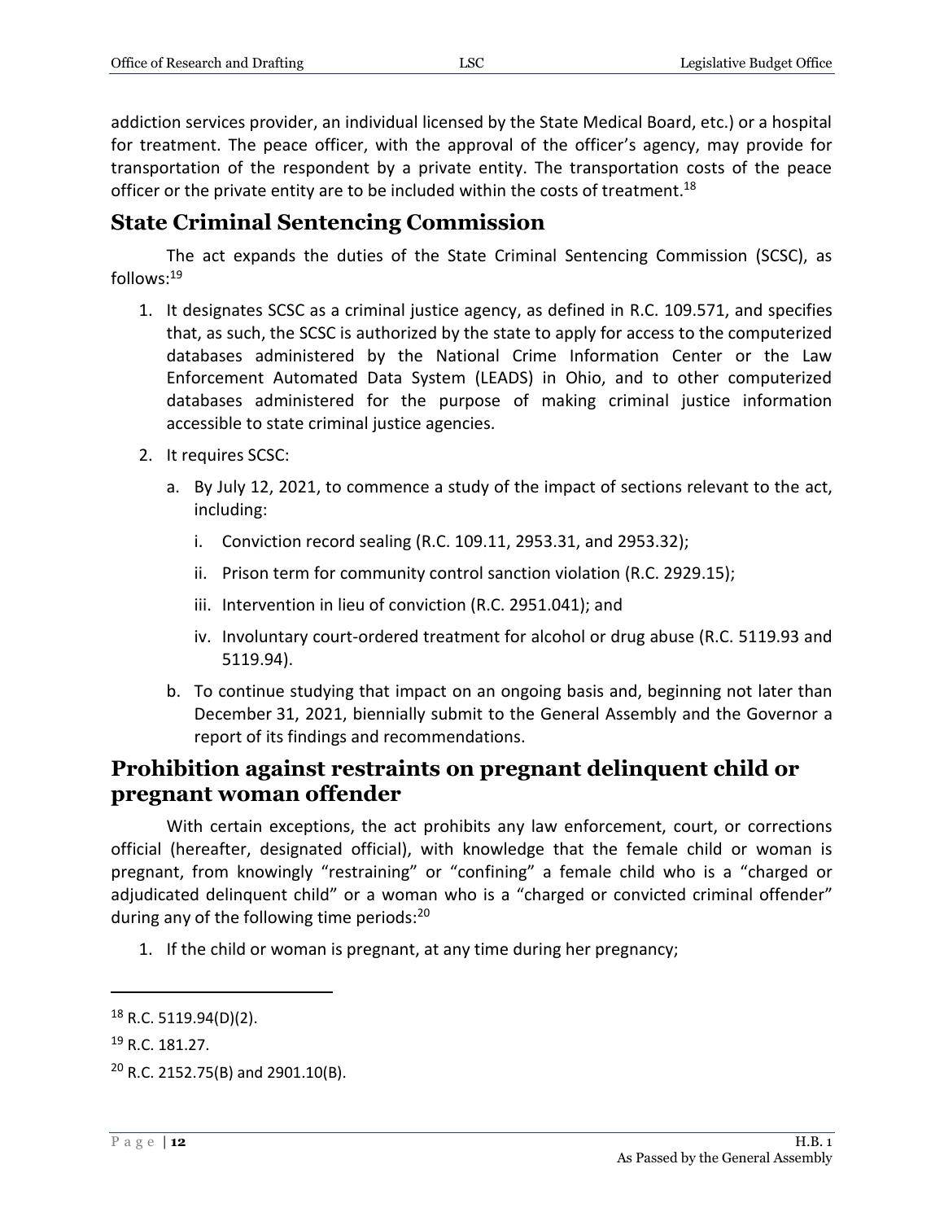addiction services provider, an individual licensed by the State Medical Board, etc.) or a hospital for treatment. The peace officer, with the approval of the officer's agency, may provide for transportation of the respondent by a private entity. The transportation costs of the peace officer or the private entity are to be included within the costs of treatment.[18]

## State Criminal Sentencing Commission

The act expands the duties of the State Criminal Sentencing Commission (SCSC), as follows:[19]

1. It designates SCSC as a criminal justice agency, as defined in R.C. 109.571, and specifies that, as such, the SCSC is authorized by the state to apply for access to the computerized databases administered by the National Crime Information Center or the Law Enforcement Automated Data System (LEADS) in Ohio, and to other computerized databases administered for the purpose of making criminal justice information accessible to state criminal justice agencies.
2. It requires SCSC:
   a. By July 12, 2021, to commence a study of the impact of sections relevant to the act, including:
      i. Conviction record sealing (R.C. 109.11, 2953.31, and 2953.32);
      ii. Prison term for community control sanction violation (R.C. 2929.15);
      iii. Intervention in lieu of conviction (R.C. 2951.041); and
      iv. Involuntary court-ordered treatment for alcohol or drug abuse (R.C. 5119.93 and 5119.94).
   b. To continue studying that impact on an ongoing basis and, beginning not later than December 31, 2021, biennially submit to the General Assembly and the Governor a report of its findings and recommendations.

## Prohibition against restraints on pregnant delinquent child or pregnant woman offender

With certain exceptions, the act prohibits any law enforcement, court, or corrections official (hereafter, designated official), with knowledge that the female child or woman is pregnant, from knowingly "restraining" or "confining" a female child who is a "charged or adjudicated delinquent child" or a woman who is a "charged or convicted criminal offender" during any of the following time periods:[20]

1. If the child or woman is pregnant, at any time during her pregnancy;

---

[18] R.C. 5119.94(D)(2).

[19] R.C. 181.27.

[20] R.C. 2152.75(B) and 2901.10(B).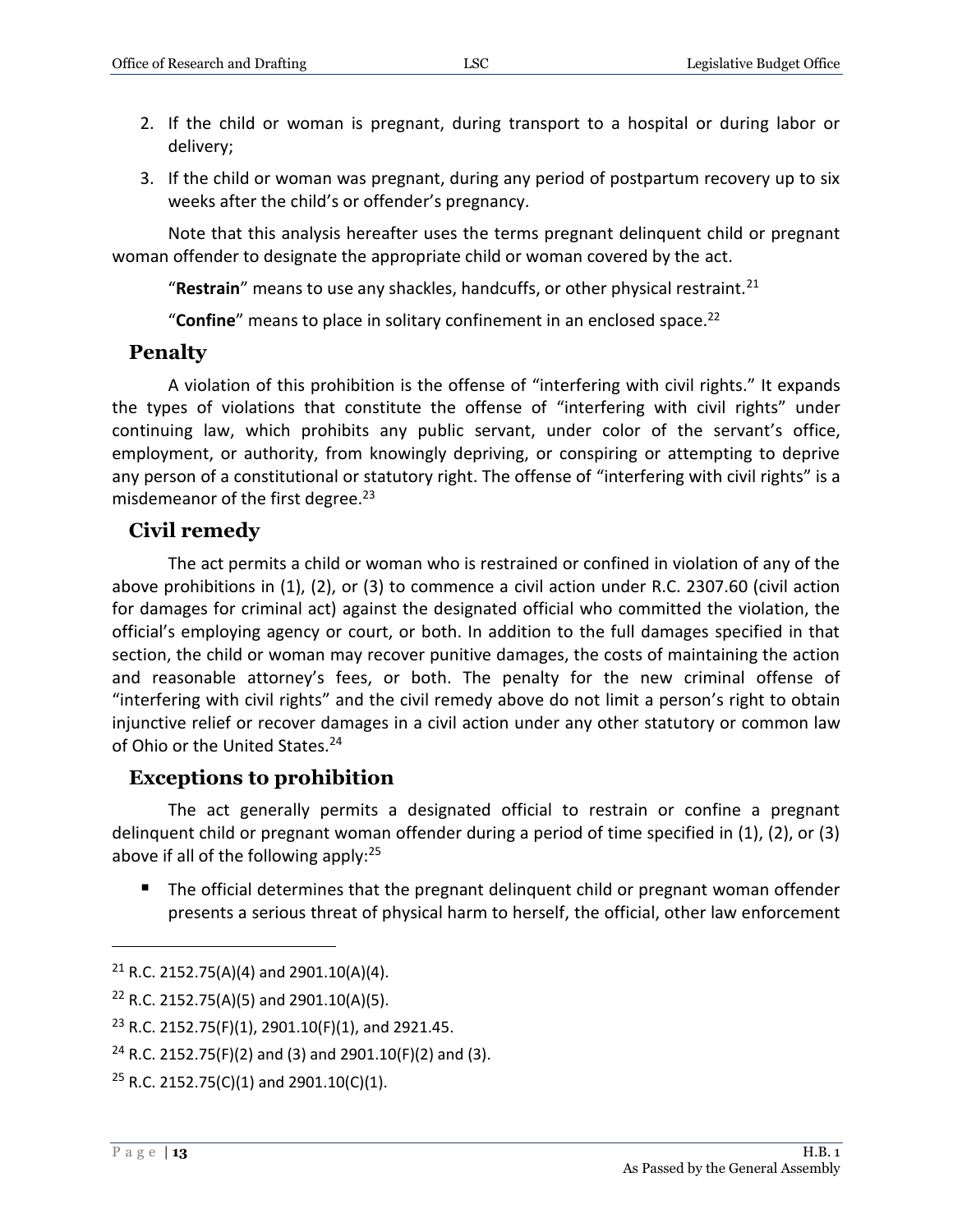2. If the child or woman is pregnant, during transport to a hospital or during labor or delivery;
3. If the child or woman was pregnant, during any period of postpartum recovery up to six weeks after the child's or offender's pregnancy.

Note that this analysis hereafter uses the terms pregnant delinquent child or pregnant woman offender to designate the appropriate child or woman covered by the act.

"**Restrain**" means to use any shackles, handcuffs, or other physical restraint.[21]

"**Confine**" means to place in solitary confinement in an enclosed space.[22]

## Penalty

A violation of this prohibition is the offense of "interfering with civil rights." It expands the types of violations that constitute the offense of "interfering with civil rights" under continuing law, which prohibits any public servant, under color of the servant's office, employment, or authority, from knowingly depriving, or conspiring or attempting to deprive any person of a constitutional or statutory right. The offense of "interfering with civil rights" is a misdemeanor of the first degree.[23]

## Civil remedy

The act permits a child or woman who is restrained or confined in violation of any of the above prohibitions in (1), (2), or (3) to commence a civil action under R.C. 2307.60 (civil action for damages for criminal act) against the designated official who committed the violation, the official's employing agency or court, or both. In addition to the full damages specified in that section, the child or woman may recover punitive damages, the costs of maintaining the action and reasonable attorney's fees, or both. The penalty for the new criminal offense of "interfering with civil rights" and the civil remedy above do not limit a person's right to obtain injunctive relief or recover damages in a civil action under any other statutory or common law of Ohio or the United States.[24]

## Exceptions to prohibition

The act generally permits a designated official to restrain or confine a pregnant delinquent child or pregnant woman offender during a period of time specified in (1), (2), or (3) above if all of the following apply:[25]

- The official determines that the pregnant delinquent child or pregnant woman offender presents a serious threat of physical harm to herself, the official, other law enforcement

---

[21] R.C. 2152.75(A)(4) and 2901.10(A)(4).

[22] R.C. 2152.75(A)(5) and 2901.10(A)(5).

[23] R.C. 2152.75(F)(1), 2901.10(F)(1), and 2921.45.

[24] R.C. 2152.75(F)(2) and (3) and 2901.10(F)(2) and (3).

[25] R.C. 2152.75(C)(1) and 2901.10(C)(1).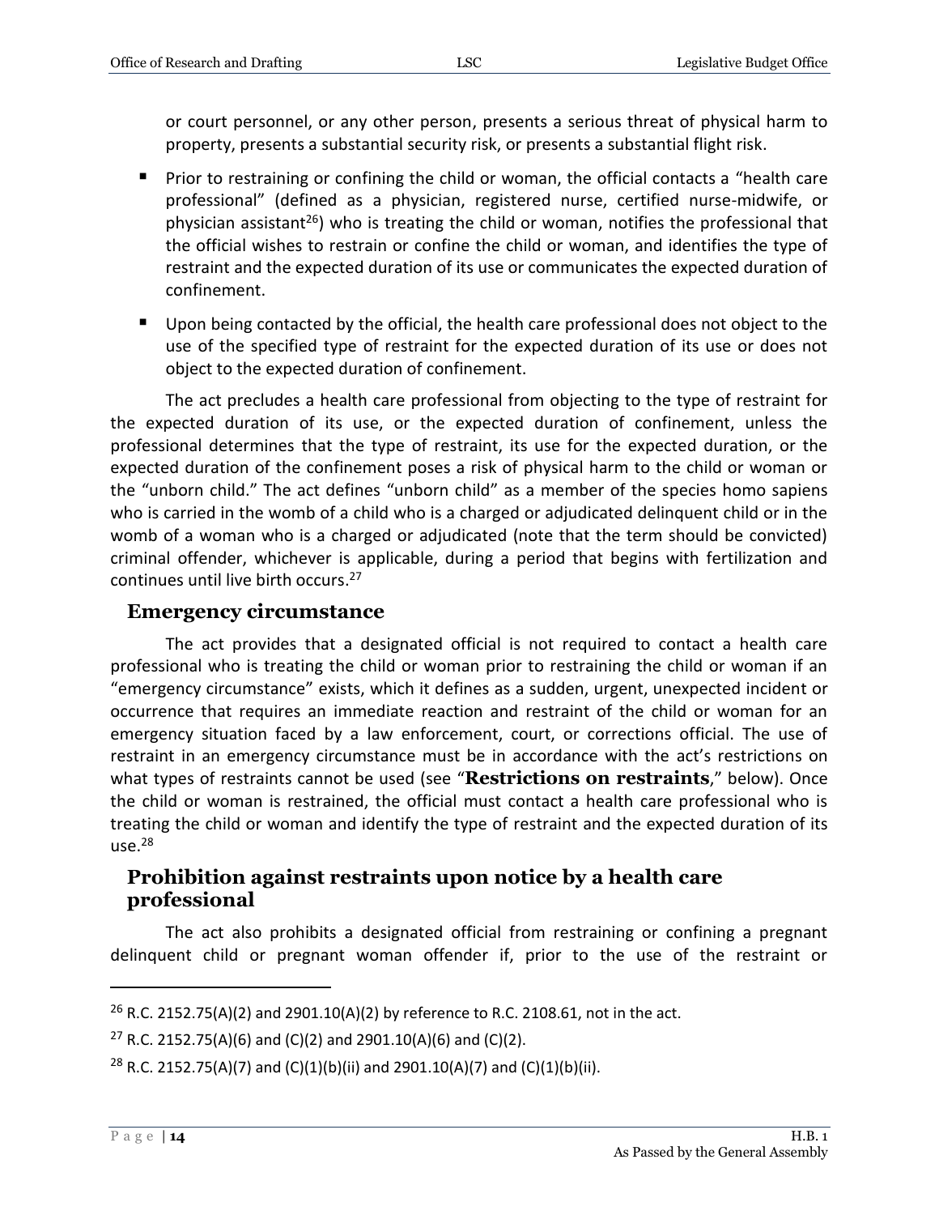or court personnel, or any other person, presents a serious threat of physical harm to property, presents a substantial security risk, or presents a substantial flight risk.

- Prior to restraining or confining the child or woman, the official contacts a "health care professional" (defined as a physician, registered nurse, certified nurse-midwife, or physician assistant[26]) who is treating the child or woman, notifies the professional that the official wishes to restrain or confine the child or woman, and identifies the type of restraint and the expected duration of its use or communicates the expected duration of confinement.
- Upon being contacted by the official, the health care professional does not object to the use of the specified type of restraint for the expected duration of its use or does not object to the expected duration of confinement.

The act precludes a health care professional from objecting to the type of restraint for the expected duration of its use, or the expected duration of confinement, unless the professional determines that the type of restraint, its use for the expected duration, or the expected duration of the confinement poses a risk of physical harm to the child or woman or the "unborn child." The act defines "unborn child" as a member of the species homo sapiens who is carried in the womb of a child who is a charged or adjudicated delinquent child or in the womb of a woman who is a charged or adjudicated (note that the term should be convicted) criminal offender, whichever is applicable, during a period that begins with fertilization and continues until live birth occurs.[27]

## Emergency circumstance

The act provides that a designated official is not required to contact a health care professional who is treating the child or woman prior to restraining the child or woman if an "emergency circumstance" exists, which it defines as a sudden, urgent, unexpected incident or occurrence that requires an immediate reaction and restraint of the child or woman for an emergency situation faced by a law enforcement, court, or corrections official. The use of restraint in an emergency circumstance must be in accordance with the act's restrictions on what types of restraints cannot be used (see "**Restrictions on restraints**," below). Once the child or woman is restrained, the official must contact a health care professional who is treating the child or woman and identify the type of restraint and the expected duration of its use.[28]

## Prohibition against restraints upon notice by a health care professional

The act also prohibits a designated official from restraining or confining a pregnant delinquent child or pregnant woman offender if, prior to the use of the restraint or

---

[26] R.C. 2152.75(A)(2) and 2901.10(A)(2) by reference to R.C. 2108.61, not in the act.

[27] R.C. 2152.75(A)(6) and (C)(2) and 2901.10(A)(6) and (C)(2).

[28] R.C. 2152.75(A)(7) and (C)(1)(b)(ii) and 2901.10(A)(7) and (C)(1)(b)(ii).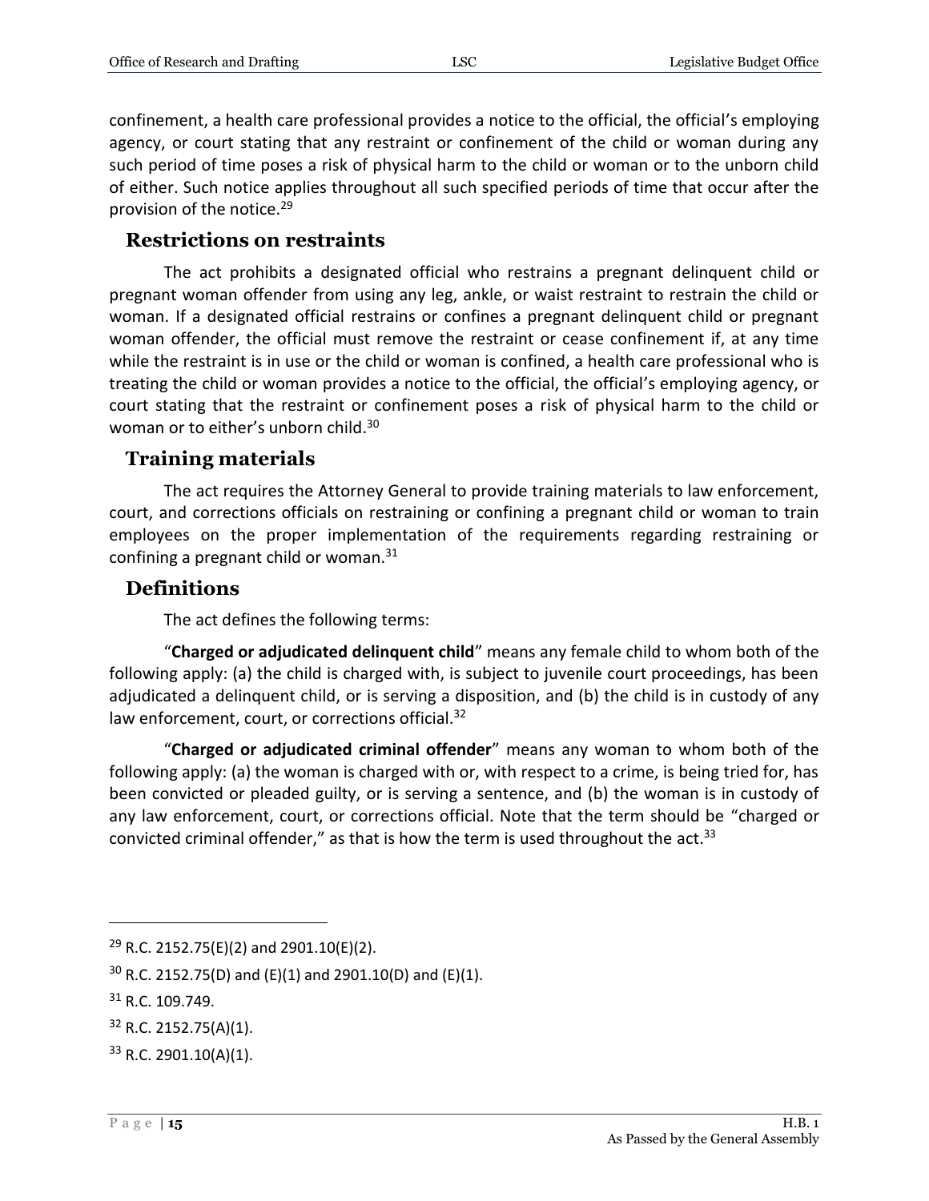confinement, a health care professional provides a notice to the official, the official's employing agency, or court stating that any restraint or confinement of the child or woman during any such period of time poses a risk of physical harm to the child or woman or to the unborn child of either. Such notice applies throughout all such specified periods of time that occur after the provision of the notice.[29]

## Restrictions on restraints

The act prohibits a designated official who restrains a pregnant delinquent child or pregnant woman offender from using any leg, ankle, or waist restraint to restrain the child or woman. If a designated official restrains or confines a pregnant delinquent child or pregnant woman offender, the official must remove the restraint or cease confinement if, at any time while the restraint is in use or the child or woman is confined, a health care professional who is treating the child or woman provides a notice to the official, the official's employing agency, or court stating that the restraint or confinement poses a risk of physical harm to the child or woman or to either's unborn child.[30]

## Training materials

The act requires the Attorney General to provide training materials to law enforcement, court, and corrections officials on restraining or confining a pregnant child or woman to train employees on the proper implementation of the requirements regarding restraining or confining a pregnant child or woman.[31]

## Definitions

The act defines the following terms:

"**Charged or adjudicated delinquent child**" means any female child to whom both of the following apply: (a) the child is charged with, is subject to juvenile court proceedings, has been adjudicated a delinquent child, or is serving a disposition, and (b) the child is in custody of any law enforcement, court, or corrections official.[32]

"**Charged or adjudicated criminal offender**" means any woman to whom both of the following apply: (a) the woman is charged with or, with respect to a crime, is being tried for, has been convicted or pleaded guilty, or is serving a sentence, and (b) the woman is in custody of any law enforcement, court, or corrections official. Note that the term should be "charged or convicted criminal offender," as that is how the term is used throughout the act.[33]

---

[29] R.C. 2152.75(E)(2) and 2901.10(E)(2).

[30] R.C. 2152.75(D) and (E)(1) and 2901.10(D) and (E)(1).

[31] R.C. 109.749.

[32] R.C. 2152.75(A)(1).

[33] R.C. 2901.10(A)(1).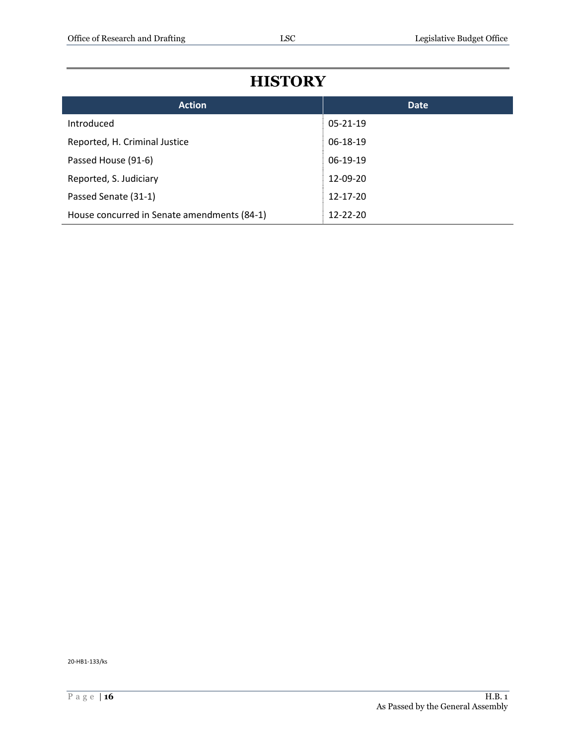# HISTORY

| Action | Date |
|---|---|
| Introduced | 05-21-19 |
| Reported, H. Criminal Justice | 06-18-19 |
| Passed House (91-6) | 06-19-19 |
| Reported, S. Judiciary | 12-09-20 |
| Passed Senate (31-1) | 12-17-20 |
| House concurred in Senate amendments (84-1) | 12-22-20 |

20-HB1-133/ks